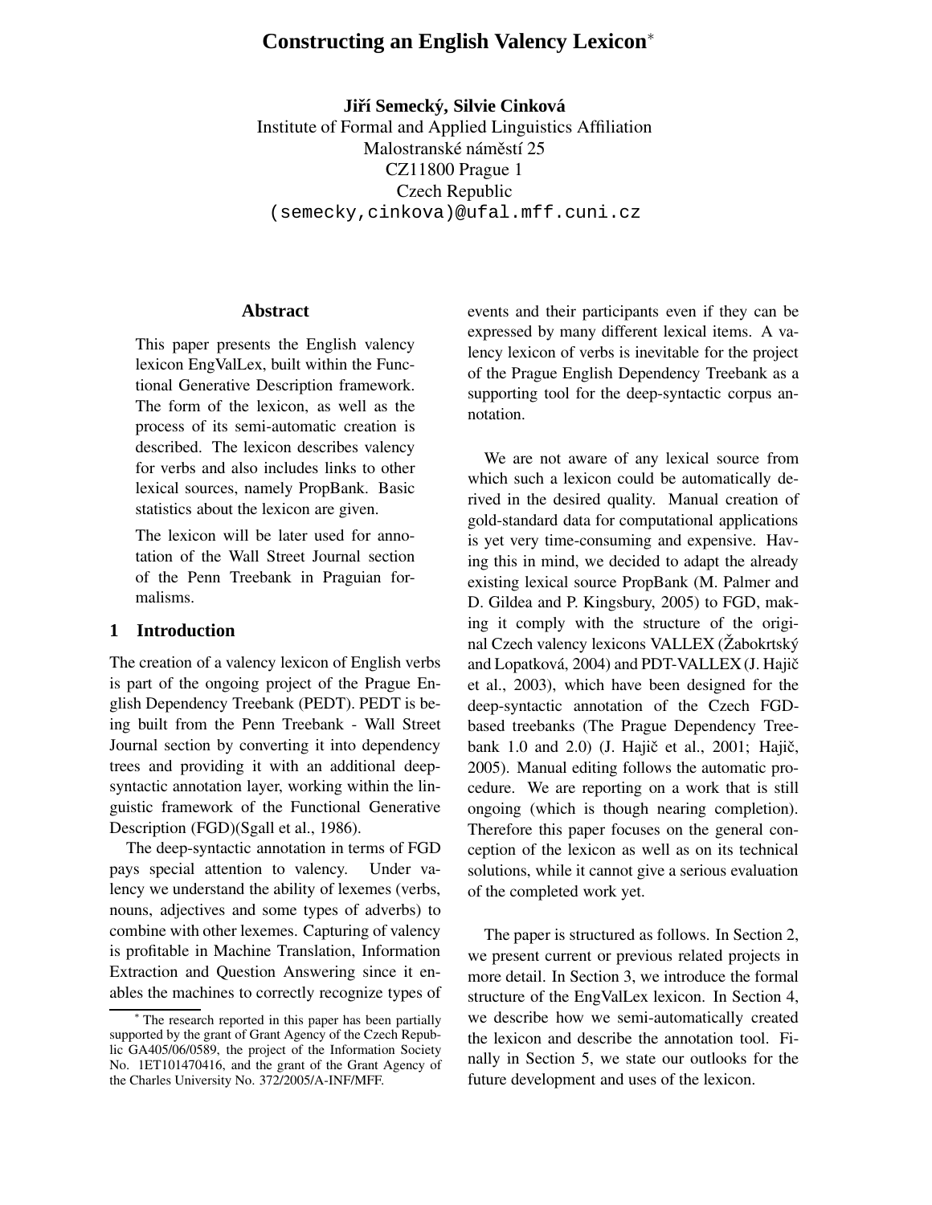# Constructing an English Valency Lexicon*

**Jiří Semecký, Silvie Cinková**
Institute of Formal and Applied Linguistics Affiliation
Malostranské náměstí 25
CZ11800 Prague 1
Czech Republic
(semecky,cinkova)@ufal.mff.cuni.cz

## Abstract

This paper presents the English valency lexicon EngValLex, built within the Functional Generative Description framework. The form of the lexicon, as well as the process of its semi-automatic creation is described. The lexicon describes valency for verbs and also includes links to other lexical sources, namely PropBank. Basic statistics about the lexicon are given.

The lexicon will be later used for annotation of the Wall Street Journal section of the Penn Treebank in Praguian formalisms.

## 1 Introduction

The creation of a valency lexicon of English verbs is part of the ongoing project of the Prague English Dependency Treebank (PEDT). PEDT is being built from the Penn Treebank - Wall Street Journal section by converting it into dependency trees and providing it with an additional deep-syntactic annotation layer, working within the linguistic framework of the Functional Generative Description (FGD)(Sgall et al., 1986).

The deep-syntactic annotation in terms of FGD pays special attention to valency. Under valency we understand the ability of lexemes (verbs, nouns, adjectives and some types of adverbs) to combine with other lexemes. Capturing of valency is profitable in Machine Translation, Information Extraction and Question Answering since it enables the machines to correctly recognize types of events and their participants even if they can be expressed by many different lexical items. A valency lexicon of verbs is inevitable for the project of the Prague English Dependency Treebank as a supporting tool for the deep-syntactic corpus annotation.

We are not aware of any lexical source from which such a lexicon could be automatically derived in the desired quality. Manual creation of gold-standard data for computational applications is yet very time-consuming and expensive. Having this in mind, we decided to adapt the already existing lexical source PropBank (M. Palmer and D. Gildea and P. Kingsbury, 2005) to FGD, making it comply with the structure of the original Czech valency lexicons VALLEX (Žabokrtský and Lopatková, 2004) and PDT-VALLEX (J. Hajič et al., 2003), which have been designed for the deep-syntactic annotation of the Czech FGD-based treebanks (The Prague Dependency Treebank 1.0 and 2.0) (J. Hajič et al., 2001; Hajič, 2005). Manual editing follows the automatic procedure. We are reporting on a work that is still ongoing (which is though nearing completion). Therefore this paper focuses on the general conception of the lexicon as well as on its technical solutions, while it cannot give a serious evaluation of the completed work yet.

The paper is structured as follows. In Section 2, we present current or previous related projects in more detail. In Section 3, we introduce the formal structure of the EngValLex lexicon. In Section 4, we describe how we semi-automatically created the lexicon and describe the annotation tool. Finally in Section 5, we state our outlooks for the future development and uses of the lexicon.

* The research reported in this paper has been partially supported by the grant of Grant Agency of the Czech Republic GA405/06/0589, the project of the Information Society No. 1ET101470416, and the grant of the Grant Agency of the Charles University No. 372/2005/A-INF/MFF.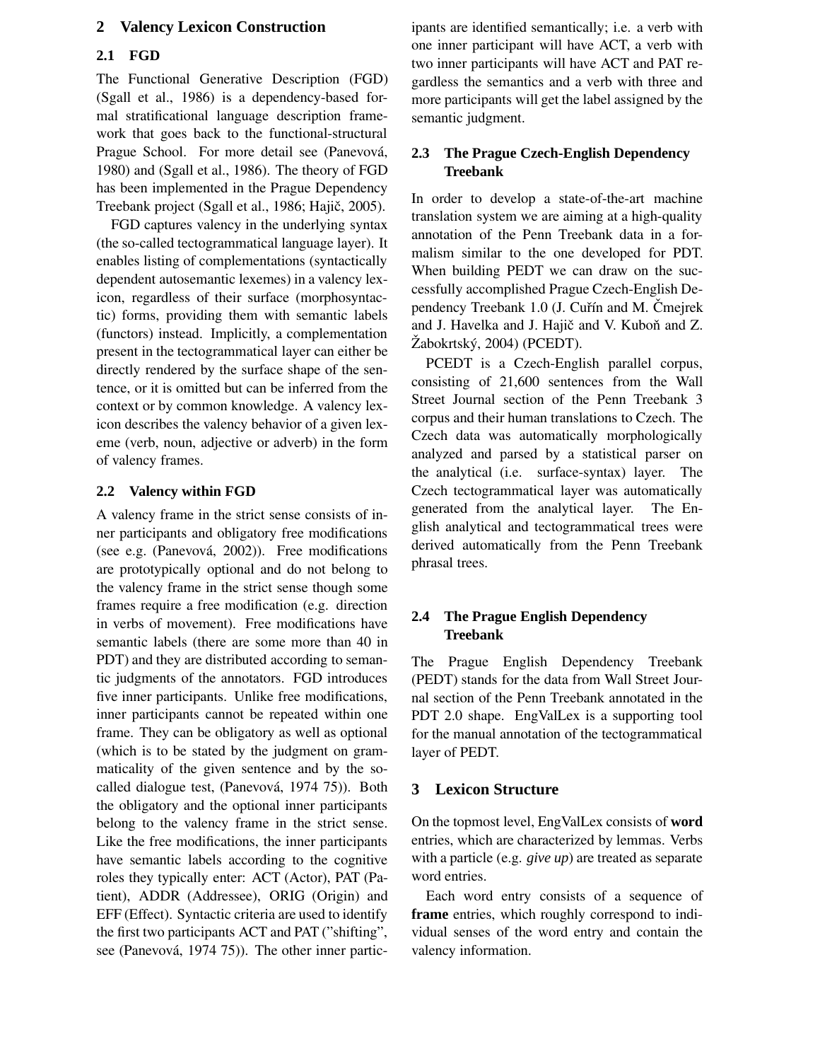## 2 Valency Lexicon Construction

### 2.1 FGD

The Functional Generative Description (FGD) (Sgall et al., 1986) is a dependency-based formal stratificational language description framework that goes back to the functional-structural Prague School. For more detail see (Panevová, 1980) and (Sgall et al., 1986). The theory of FGD has been implemented in the Prague Dependency Treebank project (Sgall et al., 1986; Hajič, 2005).

FGD captures valency in the underlying syntax (the so-called tectogrammatical language layer). It enables listing of complementations (syntactically dependent autosemantic lexemes) in a valency lexicon, regardless of their surface (morphosyntactic) forms, providing them with semantic labels (functors) instead. Implicitly, a complementation present in the tectogrammatical layer can either be directly rendered by the surface shape of the sentence, or it is omitted but can be inferred from the context or by common knowledge. A valency lexicon describes the valency behavior of a given lexeme (verb, noun, adjective or adverb) in the form of valency frames.

### 2.2 Valency within FGD

A valency frame in the strict sense consists of inner participants and obligatory free modifications (see e.g. (Panevová, 2002)). Free modifications are prototypically optional and do not belong to the valency frame in the strict sense though some frames require a free modification (e.g. direction in verbs of movement). Free modifications have semantic labels (there are some more than 40 in PDT) and they are distributed according to semantic judgments of the annotators. FGD introduces five inner participants. Unlike free modifications, inner participants cannot be repeated within one frame. They can be obligatory as well as optional (which is to be stated by the judgment on grammaticality of the given sentence and by the so-called dialogue test, (Panevová, 1974 75)). Both the obligatory and the optional inner participants belong to the valency frame in the strict sense. Like the free modifications, the inner participants have semantic labels according to the cognitive roles they typically enter: ACT (Actor), PAT (Patient), ADDR (Addressee), ORIG (Origin) and EFF (Effect). Syntactic criteria are used to identify the first two participants ACT and PAT ("shifting", see (Panevová, 1974 75)). The other inner participants are identified semantically; i.e. a verb with one inner participant will have ACT, a verb with two inner participants will have ACT and PAT regardless the semantics and a verb with three and more participants will get the label assigned by the semantic judgment.

### 2.3 The Prague Czech-English Dependency Treebank

In order to develop a state-of-the-art machine translation system we are aiming at a high-quality annotation of the Penn Treebank data in a formalism similar to the one developed for PDT. When building PEDT we can draw on the successfully accomplished Prague Czech-English Dependency Treebank 1.0 (J. Cuřín and M. Čmejrek and J. Havelka and J. Hajič and V. Kuboň and Z. Žabokrtský, 2004) (PCEDT).

PCEDT is a Czech-English parallel corpus, consisting of 21,600 sentences from the Wall Street Journal section of the Penn Treebank 3 corpus and their human translations to Czech. The Czech data was automatically morphologically analyzed and parsed by a statistical parser on the analytical (i.e. surface-syntax) layer. The Czech tectogrammatical layer was automatically generated from the analytical layer. The English analytical and tectogrammatical trees were derived automatically from the Penn Treebank phrasal trees.

### 2.4 The Prague English Dependency Treebank

The Prague English Dependency Treebank (PEDT) stands for the data from Wall Street Journal section of the Penn Treebank annotated in the PDT 2.0 shape. EngValLex is a supporting tool for the manual annotation of the tectogrammatical layer of PEDT.

## 3 Lexicon Structure

On the topmost level, EngValLex consists of **word** entries, which are characterized by lemmas. Verbs with a particle (e.g. *give up*) are treated as separate word entries.

Each word entry consists of a sequence of **frame** entries, which roughly correspond to individual senses of the word entry and contain the valency information.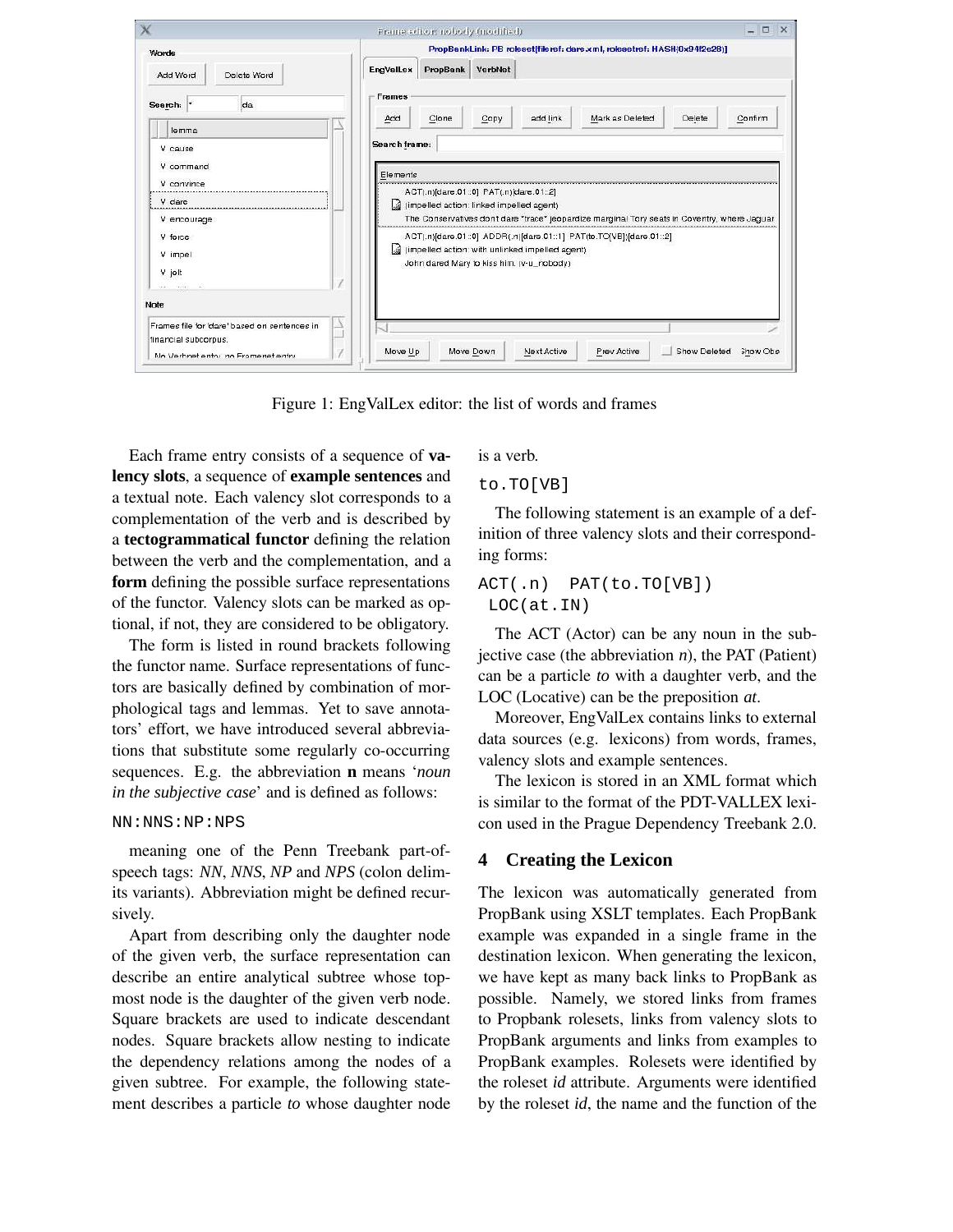Figure 1: EngValLex editor: the list of words and frames

Each frame entry consists of a sequence of **valency slots**, a sequence of **example sentences** and a textual note. Each valency slot corresponds to a complementation of the verb and is described by a **tectogrammatical functor** defining the relation between the verb and the complementation, and a **form** defining the possible surface representations of the functor. Valency slots can be marked as optional, if not, they are considered to be obligatory.

The form is listed in round brackets following the functor name. Surface representations of functors are basically defined by combination of morphological tags and lemmas. Yet to save annotators' effort, we have introduced several abbreviations that substitute some regularly co-occurring sequences. E.g. the abbreviation **n** means '*noun in the subjective case*' and is defined as follows:

```
NN:NNS:NP:NPS
```

meaning one of the Penn Treebank part-of-speech tags: *NN*, *NNS*, *NP* and *NPS* (colon delimits variants). Abbreviation might be defined recursively.

Apart from describing only the daughter node of the given verb, the surface representation can describe an entire analytical subtree whose topmost node is the daughter of the given verb node. Square brackets are used to indicate descendant nodes. Square brackets allow nesting to indicate the dependency relations among the nodes of a given subtree. For example, the following statement describes a particle *to* whose daughter node is a verb.

```
to.TO[VB]
```

The following statement is an example of a definition of three valency slots and their corresponding forms:

```
ACT(.n)  PAT(to.TO[VB])
 LOC(at.IN)
```

The ACT (Actor) can be any noun in the subjective case (the abbreviation *n*), the PAT (Patient) can be a particle *to* with a daughter verb, and the LOC (Locative) can be the preposition *at*.

Moreover, EngValLex contains links to external data sources (e.g. lexicons) from words, frames, valency slots and example sentences.

The lexicon is stored in an XML format which is similar to the format of the PDT-VALLEX lexicon used in the Prague Dependency Treebank 2.0.

## 4 Creating the Lexicon

The lexicon was automatically generated from PropBank using XSLT templates. Each PropBank example was expanded in a single frame in the destination lexicon. When generating the lexicon, we have kept as many back links to PropBank as possible. Namely, we stored links from frames to Propbank rolesets, links from valency slots to PropBank arguments and links from examples to PropBank examples. Rolesets were identified by the roleset *id* attribute. Arguments were identified by the roleset *id*, the name and the function of the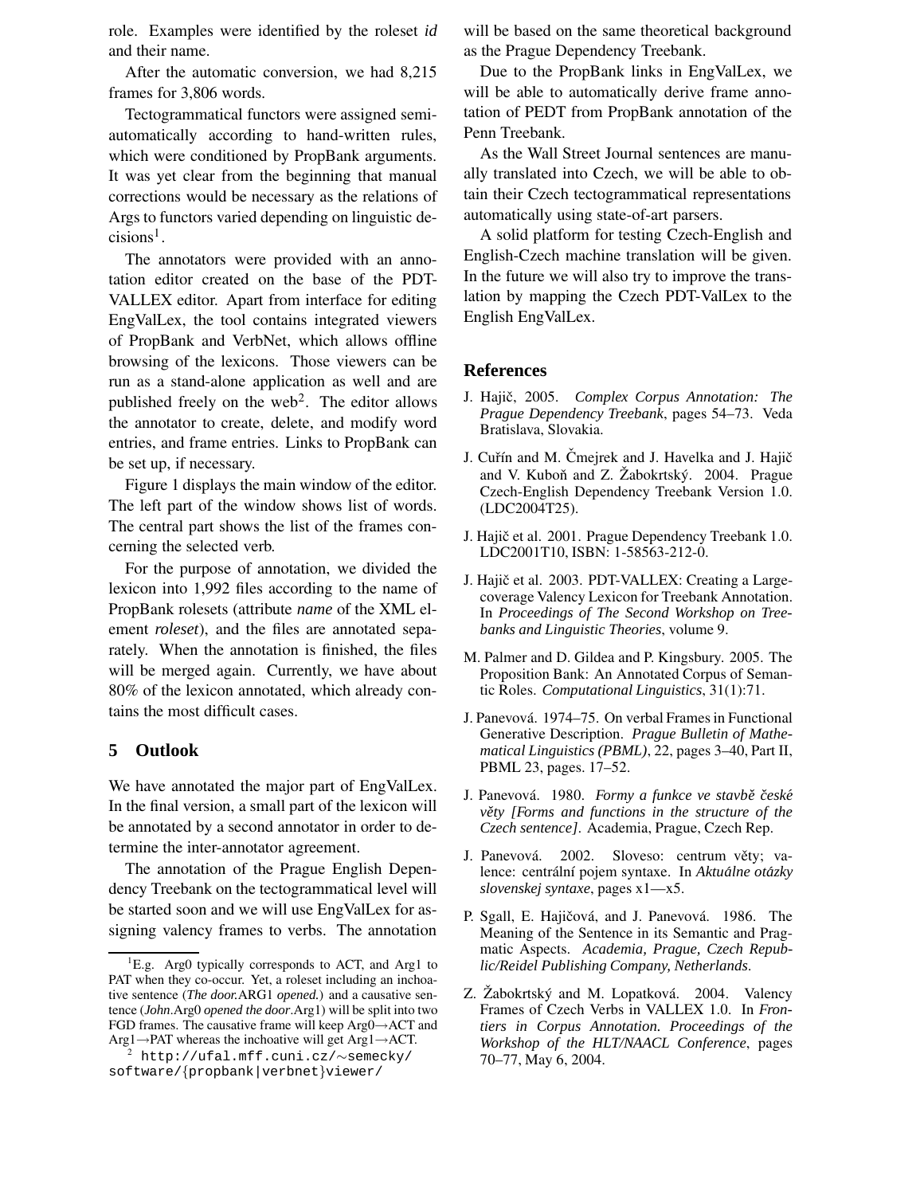role. Examples were identified by the roleset *id* and their name.

After the automatic conversion, we had 8,215 frames for 3,806 words.

Tectogrammatical functors were assigned semi-automatically according to hand-written rules, which were conditioned by PropBank arguments. It was yet clear from the beginning that manual corrections would be necessary as the relations of Args to functors varied depending on linguistic decisions[1].

The annotators were provided with an annotation editor created on the base of the PDT-VALLEX editor. Apart from interface for editing EngValLex, the tool contains integrated viewers of PropBank and VerbNet, which allows offline browsing of the lexicons. Those viewers can be run as a stand-alone application as well and are published freely on the web[2]. The editor allows the annotator to create, delete, and modify word entries, and frame entries. Links to PropBank can be set up, if necessary.

Figure 1 displays the main window of the editor. The left part of the window shows list of words. The central part shows the list of the frames concerning the selected verb.

For the purpose of annotation, we divided the lexicon into 1,992 files according to the name of PropBank rolesets (attribute *name* of the XML element *roleset*), and the files are annotated separately. When the annotation is finished, the files will be merged again. Currently, we have about 80% of the lexicon annotated, which already contains the most difficult cases.

## 5 Outlook

We have annotated the major part of EngValLex. In the final version, a small part of the lexicon will be annotated by a second annotator in order to determine the inter-annotator agreement.

The annotation of the Prague English Dependency Treebank on the tectogrammatical level will be started soon and we will use EngValLex for assigning valency frames to verbs. The annotation will be based on the same theoretical background as the Prague Dependency Treebank.

Due to the PropBank links in EngValLex, we will be able to automatically derive frame annotation of PEDT from PropBank annotation of the Penn Treebank.

As the Wall Street Journal sentences are manually translated into Czech, we will be able to obtain their Czech tectogrammatical representations automatically using state-of-art parsers.

A solid platform for testing Czech-English and English-Czech machine translation will be given. In the future we will also try to improve the translation by mapping the Czech PDT-ValLex to the English EngValLex.

## References

J. Hajič, 2005. *Complex Corpus Annotation: The Prague Dependency Treebank*, pages 54–73. Veda Bratislava, Slovakia.

J. Cuřín and M. Čmejrek and J. Havelka and J. Hajič and V. Kuboň and Z. Žabokrtský. 2004. Prague Czech-English Dependency Treebank Version 1.0. (LDC2004T25).

J. Hajič et al. 2001. Prague Dependency Treebank 1.0. LDC2001T10, ISBN: 1-58563-212-0.

J. Hajič et al. 2003. PDT-VALLEX: Creating a Large-coverage Valency Lexicon for Treebank Annotation. In *Proceedings of The Second Workshop on Treebanks and Linguistic Theories*, volume 9.

M. Palmer and D. Gildea and P. Kingsbury. 2005. The Proposition Bank: An Annotated Corpus of Semantic Roles. *Computational Linguistics*, 31(1):71.

J. Panevová. 1974–75. On verbal Frames in Functional Generative Description. *Prague Bulletin of Mathematical Linguistics (PBML)*, 22, pages 3–40, Part II, PBML 23, pages. 17–52.

J. Panevová. 1980. *Formy a funkce ve stavbě české věty [Forms and functions in the structure of the Czech sentence]*. Academia, Prague, Czech Rep.

J. Panevová. 2002. Sloveso: centrum věty; valence: centrální pojem syntaxe. In *Aktuálne otázky slovenskej syntaxe*, pages x1—x5.

P. Sgall, E. Hajičová, and J. Panevová. 1986. The Meaning of the Sentence in its Semantic and Pragmatic Aspects. *Academia, Prague, Czech Republic/Reidel Publishing Company, Netherlands*.

Z. Žabokrtský and M. Lopatková. 2004. Valency Frames of Czech Verbs in VALLEX 1.0. In *Frontiers in Corpus Annotation. Proceedings of the Workshop of the HLT/NAACL Conference*, pages 70–77, May 6, 2004.

---

[1] E.g. Arg0 typically corresponds to ACT, and Arg1 to PAT when they co-occur. Yet, a roleset including an inchoative sentence (*The door*.ARG1 *opened.*) and a causative sentence (*John*.Arg0 *opened the door*.Arg1) will be split into two FGD frames. The causative frame will keep Arg0→ACT and Arg1→PAT whereas the inchoative will get Arg1→ACT.

[2] http://ufal.mff.cuni.cz/∼semecky/software/{propbank|verbnet}viewer/